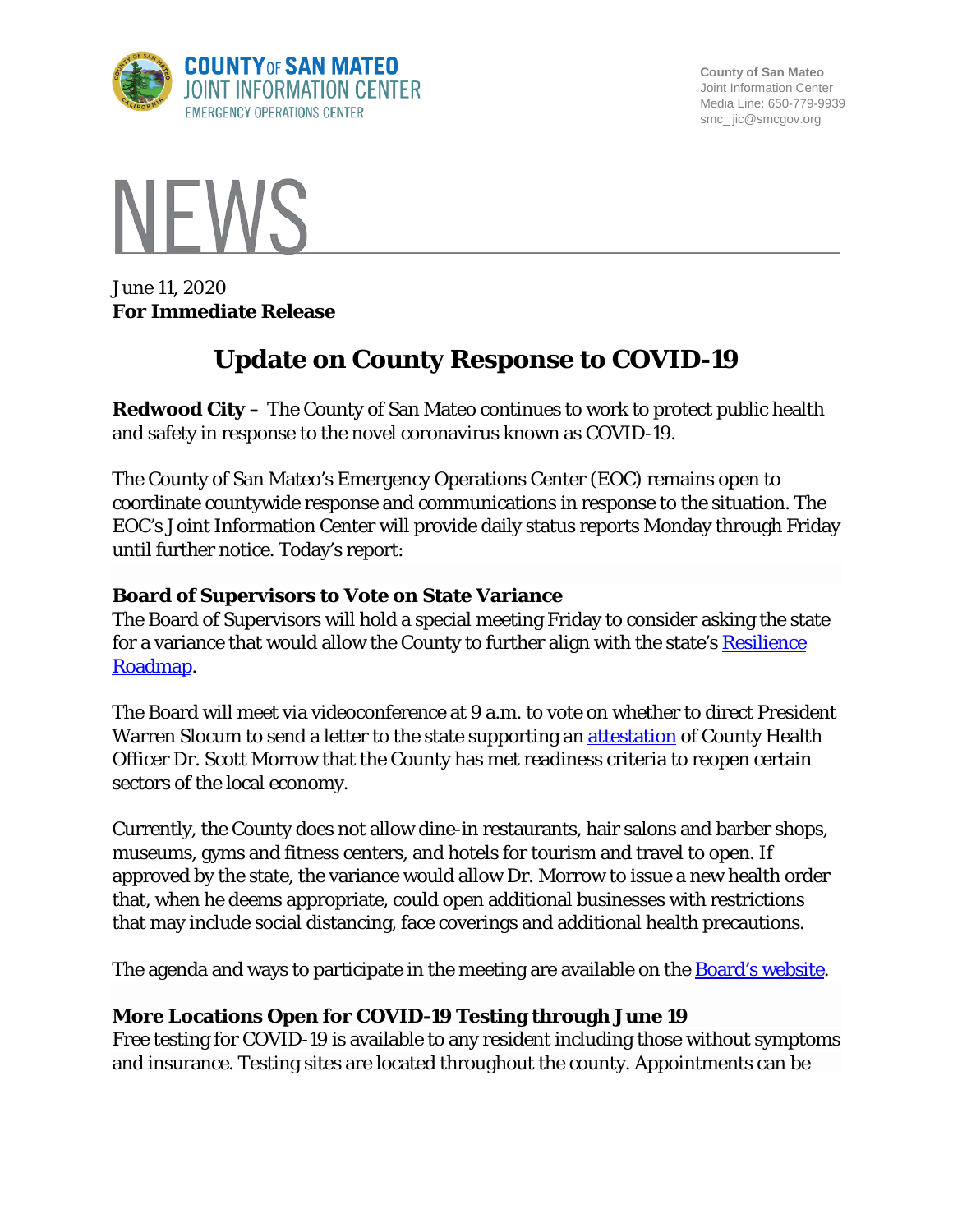COUNTY OF SAN MATEO
JOINT INFORMATION CENTER
EMERGENCY OPERATIONS CENTER

County of San Mateo
Joint Information Center
Media Line: 650-779-9939
smc_jic@smcgov.org

# NEWS

June 11, 2020
**For Immediate Release**

# Update on County Response to COVID-19

**Redwood City –** The County of San Mateo continues to work to protect public health and safety in response to the novel coronavirus known as COVID-19.

The County of San Mateo's Emergency Operations Center (EOC) remains open to coordinate countywide response and communications in response to the situation. The EOC's Joint Information Center will provide daily status reports Monday through Friday until further notice. Today's report:

### Board of Supervisors to Vote on State Variance

The Board of Supervisors will hold a special meeting Friday to consider asking the state for a variance that would allow the County to further align with the state's Resilience Roadmap.

The Board will meet via videoconference at 9 a.m. to vote on whether to direct President Warren Slocum to send a letter to the state supporting an attestation of County Health Officer Dr. Scott Morrow that the County has met readiness criteria to reopen certain sectors of the local economy.

Currently, the County does not allow dine-in restaurants, hair salons and barber shops, museums, gyms and fitness centers, and hotels for tourism and travel to open. If approved by the state, the variance would allow Dr. Morrow to issue a new health order that, when he deems appropriate, could open additional businesses with restrictions that may include social distancing, face coverings and additional health precautions.

The agenda and ways to participate in the meeting are available on the Board's website.

### More Locations Open for COVID-19 Testing through June 19

Free testing for COVID-19 is available to any resident including those without symptoms and insurance. Testing sites are located throughout the county. Appointments can be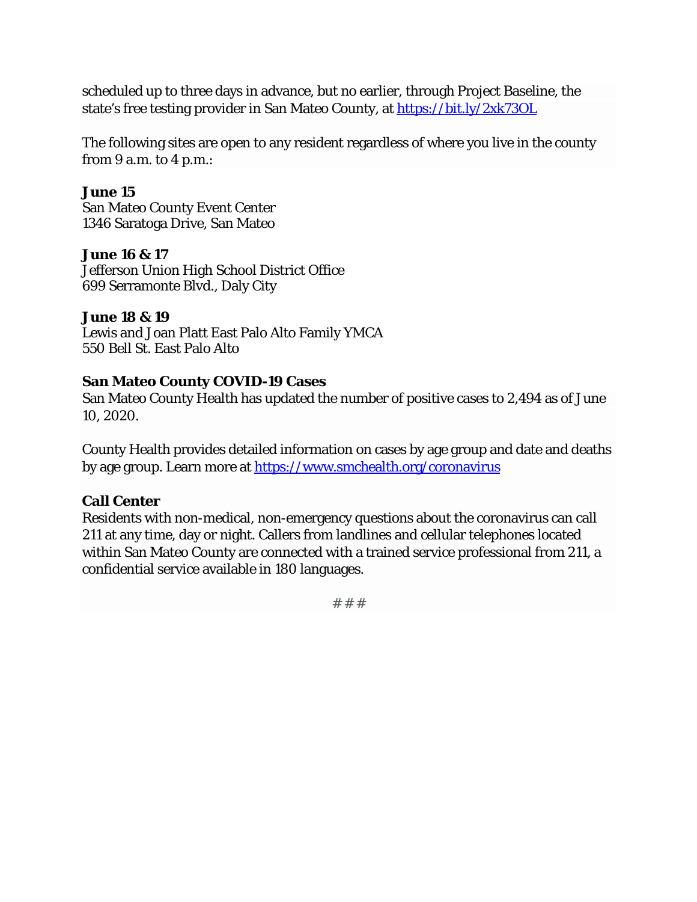scheduled up to three days in advance, but no earlier, through Project Baseline, the state's free testing provider in San Mateo County, at https://bit.ly/2xk73OL

The following sites are open to any resident regardless of where you live in the county from 9 a.m. to 4 p.m.:

**June 15**
San Mateo County Event Center
1346 Saratoga Drive, San Mateo

**June 16 & 17**
Jefferson Union High School District Office
699 Serramonte Blvd., Daly City

**June 18 & 19**
Lewis and Joan Platt East Palo Alto Family YMCA
550 Bell St. East Palo Alto

**San Mateo County COVID-19 Cases**
San Mateo County Health has updated the number of positive cases to 2,494 as of June 10, 2020.

County Health provides detailed information on cases by age group and date and deaths by age group. Learn more at https://www.smchealth.org/coronavirus

**Call Center**
Residents with non-medical, non-emergency questions about the coronavirus can call 211 at any time, day or night. Callers from landlines and cellular telephones located within San Mateo County are connected with a trained service professional from 211, a confidential service available in 180 languages.

# # #